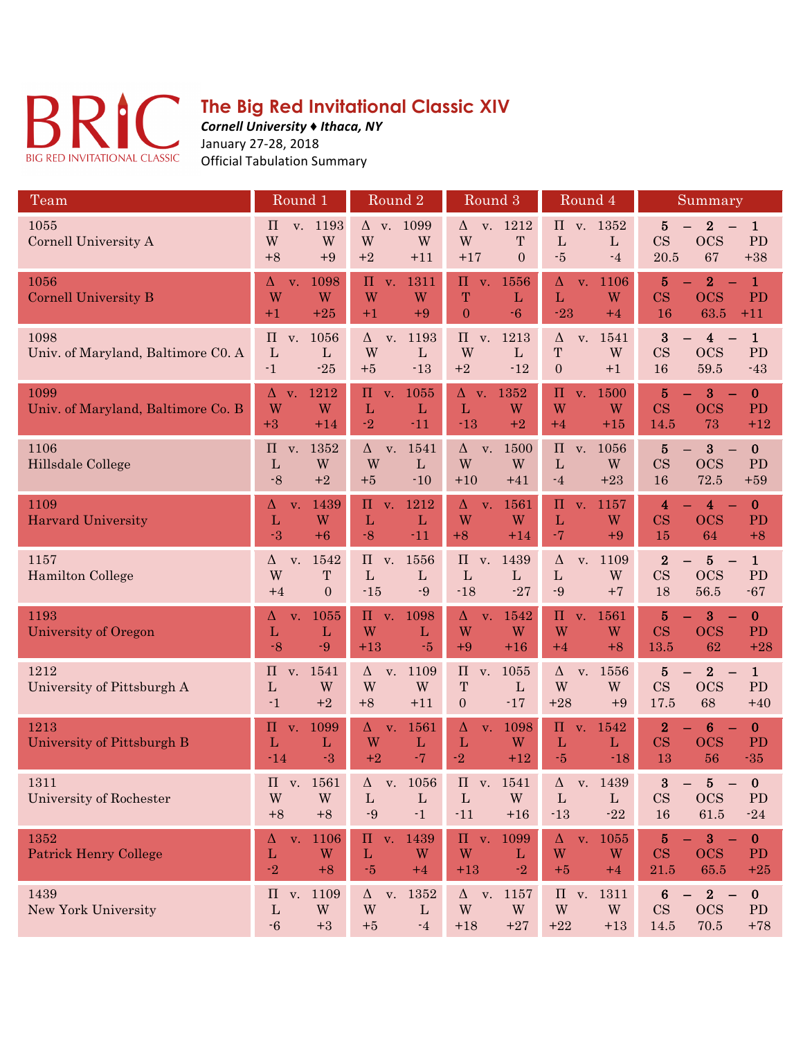BRIC
BIG RED INVITATIONAL CLASSIC

# The Big Red Invitational Classic XIV

***Cornell University ♦ Ithaca, NY***

January 27-28, 2018

Official Tabulation Summary

| Team | Round 1 | Round 2 | Round 3 | Round 4 | Summary |
|---|---|---|---|---|---|
| 1055<br>Cornell University A | Π v. 1193<br>W W<br>+8 +9 | Δ v. 1099<br>W W<br>+2 +11 | Δ v. 1212<br>W T<br>+17 0 | Π v. 1352<br>L L<br>-5 -4 | 5 – 2 – 1<br>CS OCS PD<br>20.5 67 +38 |
| 1056<br>Cornell University B | Δ v. 1098<br>W W<br>+1 +25 | Π v. 1311<br>W W<br>+1 +9 | Π v. 1556<br>T L<br>0 -6 | Δ v. 1106<br>L W<br>-23 +4 | 5 – 2 – 1<br>CS OCS PD<br>16 63.5 +11 |
| 1098<br>Univ. of Maryland, Baltimore C0. A | Π v. 1056<br>L L<br>-1 -25 | Δ v. 1193<br>W L<br>+5 -13 | Π v. 1213<br>W L<br>+2 -12 | Δ v. 1541<br>T W<br>0 +1 | 3 – 4 – 1<br>CS OCS PD<br>16 59.5 -43 |
| 1099<br>Univ. of Maryland, Baltimore Co. B | Δ v. 1212<br>W W<br>+3 +14 | Π v. 1055<br>L L<br>-2 -11 | Δ v. 1352<br>L W<br>-13 +2 | Π v. 1500<br>W W<br>+4 +15 | 5 – 3 – 0<br>CS OCS PD<br>14.5 73 +12 |
| 1106<br>Hillsdale College | Π v. 1352<br>L W<br>-8 +2 | Δ v. 1541<br>W L<br>+5 -10 | Δ v. 1500<br>W W<br>+10 +41 | Π v. 1056<br>L W<br>-4 +23 | 5 – 3 – 0<br>CS OCS PD<br>16 72.5 +59 |
| 1109<br>Harvard University | Δ v. 1439<br>L W<br>-3 +6 | Π v. 1212<br>L L<br>-8 -11 | Δ v. 1561<br>W W<br>+8 +14 | Π v. 1157<br>L W<br>-7 +9 | 4 – 4 – 0<br>CS OCS PD<br>15 64 +8 |
| 1157<br>Hamilton College | Δ v. 1542<br>W T<br>+4 0 | Π v. 1556<br>L L<br>-15 -9 | Π v. 1439<br>L L<br>-18 -27 | Δ v. 1109<br>L W<br>-9 +7 | 2 – 5 – 1<br>CS OCS PD<br>18 56.5 -67 |
| 1193<br>University of Oregon | Δ v. 1055<br>L L<br>-8 -9 | Π v. 1098<br>W L<br>+13 -5 | Δ v. 1542<br>W W<br>+9 +16 | Π v. 1561<br>W W<br>+4 +8 | 5 – 3 – 0<br>CS OCS PD<br>13.5 62 +28 |
| 1212<br>University of Pittsburgh A | Π v. 1541<br>L W<br>-1 +2 | Δ v. 1109<br>W W<br>+8 +11 | Π v. 1055<br>T L<br>0 -17 | Δ v. 1556<br>W W<br>+28 +9 | 5 – 2 – 1<br>CS OCS PD<br>17.5 68 +40 |
| 1213<br>University of Pittsburgh B | Π v. 1099<br>L L<br>-14 -3 | Δ v. 1561<br>W L<br>+2 -7 | Δ v. 1098<br>L W<br>-2 +12 | Π v. 1542<br>L L<br>-5 -18 | 2 – 6 – 0<br>CS OCS PD<br>13 56 -35 |
| 1311<br>University of Rochester | Π v. 1561<br>W W<br>+8 +8 | Δ v. 1056<br>L L<br>-9 -1 | Π v. 1541<br>L W<br>-11 +16 | Δ v. 1439<br>L L<br>-13 -22 | 3 – 5 – 0<br>CS OCS PD<br>16 61.5 -24 |
| 1352<br>Patrick Henry College | Δ v. 1106<br>L W<br>-2 +8 | Π v. 1439<br>L W<br>-5 +4 | Π v. 1099<br>W L<br>+13 -2 | Δ v. 1055<br>W W<br>+5 +4 | 5 – 3 – 0<br>CS OCS PD<br>21.5 65.5 +25 |
| 1439<br>New York University | Π v. 1109<br>L W<br>-6 +3 | Δ v. 1352<br>W L<br>+5 -4 | Δ v. 1157<br>W W<br>+18 +27 | Π v. 1311<br>W W<br>+22 +13 | 6 – 2 – 0<br>CS OCS PD<br>14.5 70.5 +78 |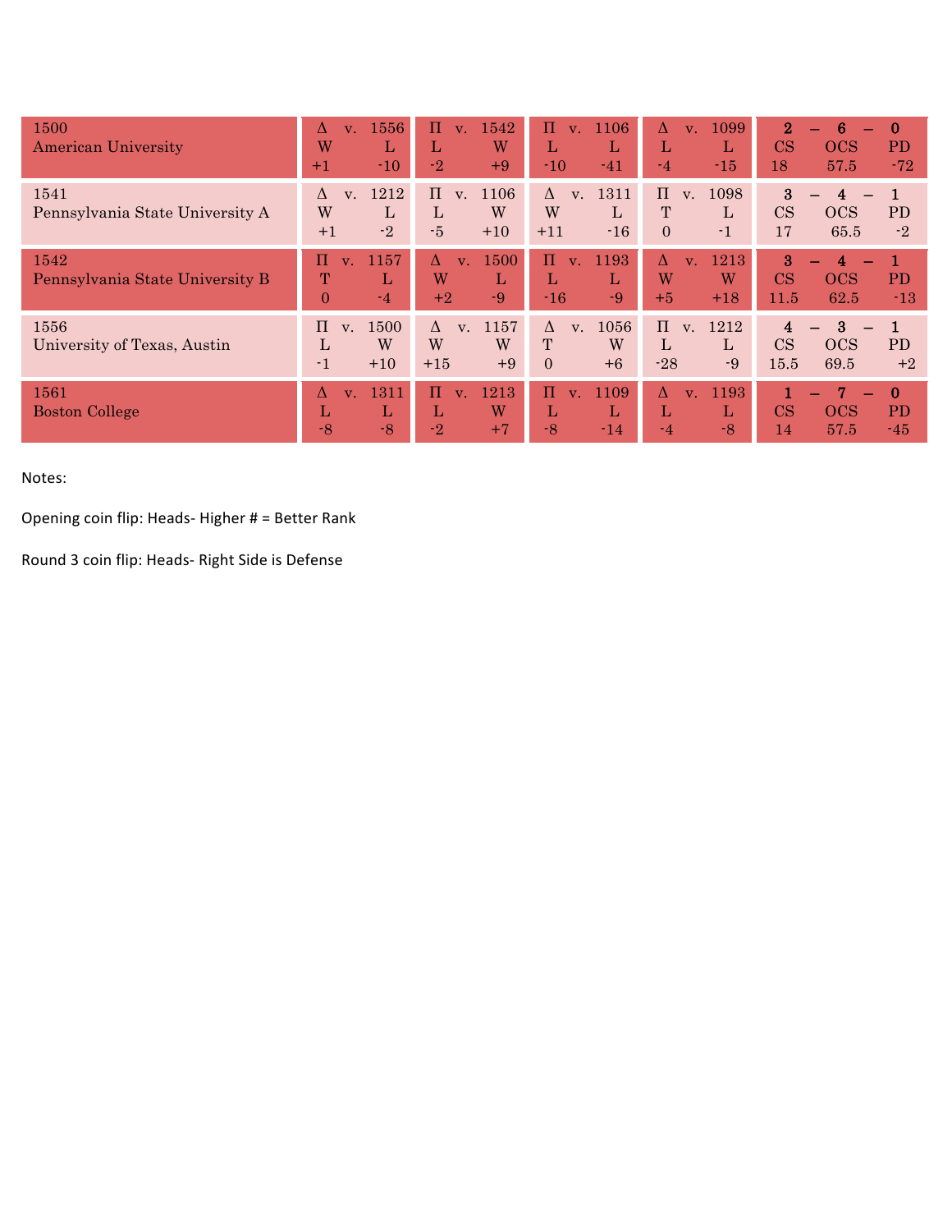| Team | Round 1 | Round 2 | Round 3 | Round 4 | Record |
|---|---|---|---|---|---|
| 1500<br>American University | Δ v. 1556<br>W L<br>+1 -10 | Π v. 1542<br>L W<br>-2 +9 | Π v. 1106<br>L L<br>-10 -41 | Δ v. 1099<br>L L<br>-4 -15 | **2 – 6 – 0**<br>CS OCS PD<br>18 57.5 -72 |
| 1541<br>Pennsylvania State University A | Δ v. 1212<br>W L<br>+1 -2 | Π v. 1106<br>L W<br>-5 +10 | Δ v. 1311<br>W L<br>+11 -16 | Π v. 1098<br>T L<br>0 -1 | **3 – 4 – 1**<br>CS OCS PD<br>17 65.5 -2 |
| 1542<br>Pennsylvania State University B | Π v. 1157<br>T L<br>0 -4 | Δ v. 1500<br>W L<br>+2 -9 | Π v. 1193<br>L L<br>-16 -9 | Δ v. 1213<br>W W<br>+5 +18 | **3 – 4 – 1**<br>CS OCS PD<br>11.5 62.5 -13 |
| 1556<br>University of Texas, Austin | Π v. 1500<br>L W<br>-1 +10 | Δ v. 1157<br>W W<br>+15 +9 | Δ v. 1056<br>T W<br>0 +6 | Π v. 1212<br>L L<br>-28 -9 | **4 – 3 – 1**<br>CS OCS PD<br>15.5 69.5 +2 |
| 1561<br>Boston College | Δ v. 1311<br>L L<br>-8 -8 | Π v. 1213<br>L W<br>-2 +7 | Π v. 1109<br>L L<br>-8 -14 | Δ v. 1193<br>L L<br>-4 -8 | **1 – 7 – 0**<br>CS OCS PD<br>14 57.5 -45 |

Notes:

Opening coin flip: Heads- Higher # = Better Rank

Round 3 coin flip: Heads- Right Side is Defense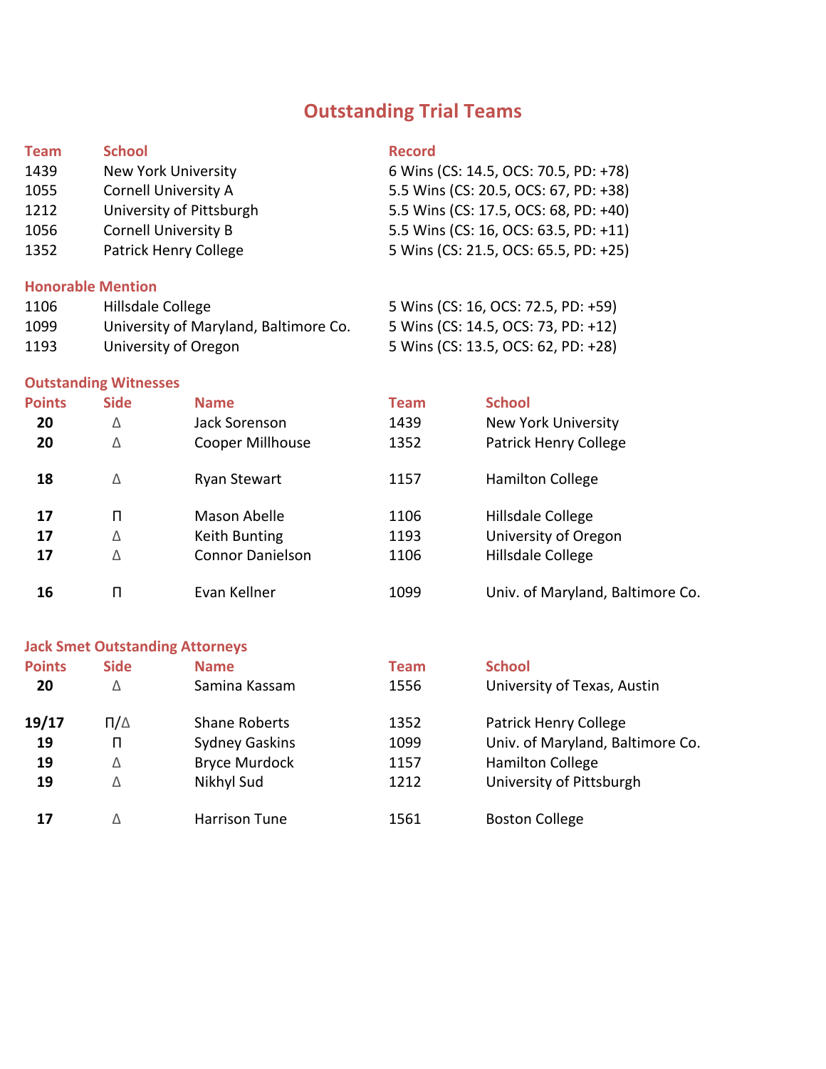# Outstanding Trial Teams

| Team | School | Record |
|---|---|---|
| 1439 | New York University | 6 Wins (CS: 14.5, OCS: 70.5, PD: +78) |
| 1055 | Cornell University A | 5.5 Wins (CS: 20.5, OCS: 67, PD: +38) |
| 1212 | University of Pittsburgh | 5.5 Wins (CS: 17.5, OCS: 68, PD: +40) |
| 1056 | Cornell University B | 5.5 Wins (CS: 16, OCS: 63.5, PD: +11) |
| 1352 | Patrick Henry College | 5 Wins (CS: 21.5, OCS: 65.5, PD: +25) |

## Honorable Mention

| | | |
|---|---|---|
| 1106 | Hillsdale College | 5 Wins (CS: 16, OCS: 72.5, PD: +59) |
| 1099 | University of Maryland, Baltimore Co. | 5 Wins (CS: 14.5, OCS: 73, PD: +12) |
| 1193 | University of Oregon | 5 Wins (CS: 13.5, OCS: 62, PD: +28) |

## Outstanding Witnesses

| Points | Side | Name | Team | School |
|---|---|---|---|---|
| **20** | Δ | Jack Sorenson | 1439 | New York University |
| **20** | Δ | Cooper Millhouse | 1352 | Patrick Henry College |
| **18** | Δ | Ryan Stewart | 1157 | Hamilton College |
| **17** | Π | Mason Abelle | 1106 | Hillsdale College |
| **17** | Δ | Keith Bunting | 1193 | University of Oregon |
| **17** | Δ | Connor Danielson | 1106 | Hillsdale College |
| **16** | Π | Evan Kellner | 1099 | Univ. of Maryland, Baltimore Co. |

## Jack Smet Outstanding Attorneys

| Points | Side | Name | Team | School |
|---|---|---|---|---|
| **20** | Δ | Samina Kassam | 1556 | University of Texas, Austin |
| **19/17** | Π/Δ | Shane Roberts | 1352 | Patrick Henry College |
| **19** | Π | Sydney Gaskins | 1099 | Univ. of Maryland, Baltimore Co. |
| **19** | Δ | Bryce Murdock | 1157 | Hamilton College |
| **19** | Δ | Nikhyl Sud | 1212 | University of Pittsburgh |
| **17** | Δ | Harrison Tune | 1561 | Boston College |